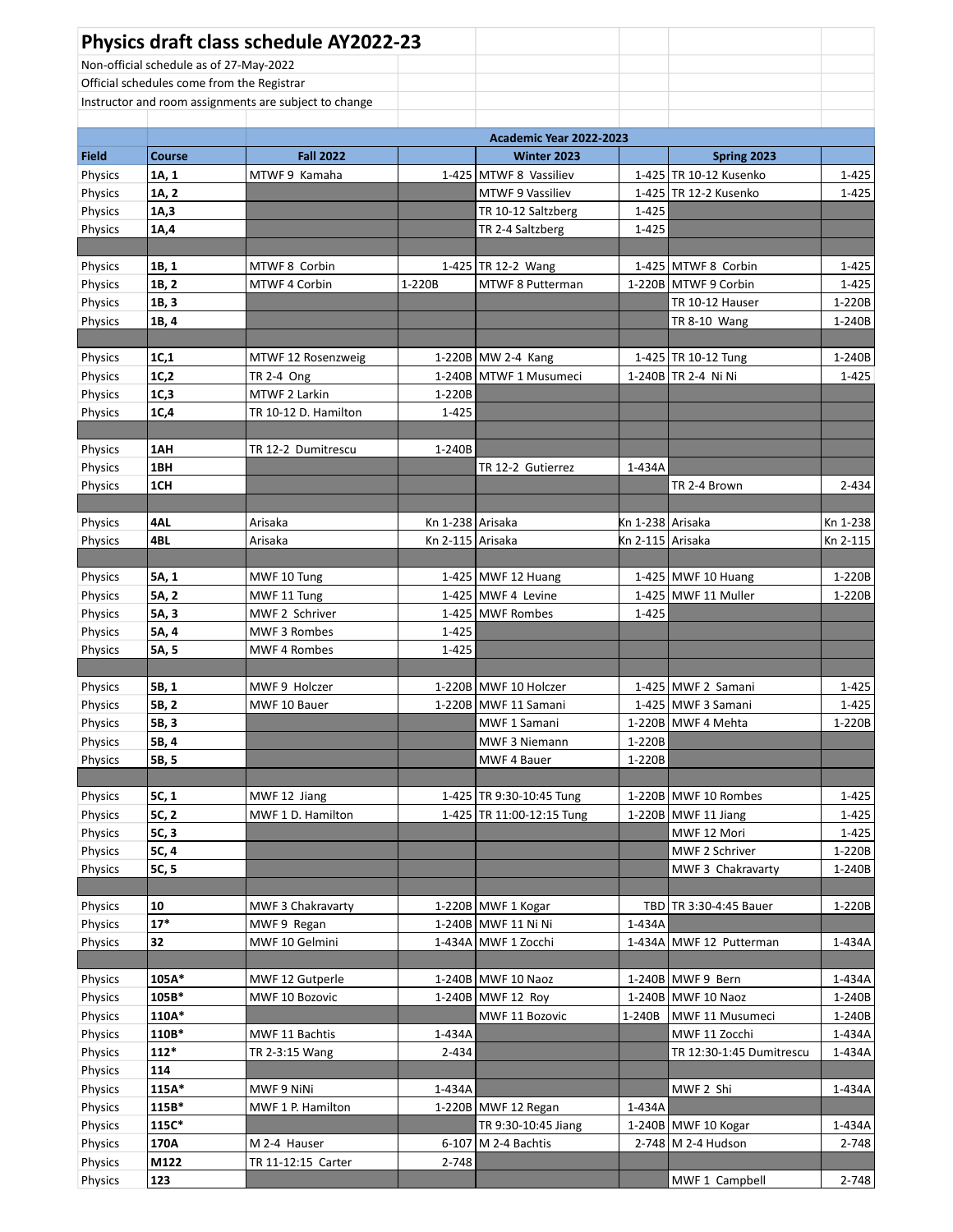# Physics draft class schedule AY2022-23

Non-official schedule as of 27-May-2022

Official schedules come from the Registrar

Instructor and room assignments are subject to change

| | | Academic Year 2022-2023 | | | | | |
|---|---|---|---|---|---|---|---|
| **Field** | **Course** | **Fall 2022** | | **Winter 2023** | | **Spring 2023** | |
| Physics | **1A, 1** | MTWF 9 Kamaha | 1-425 | MTWF 8 Vassiliev | 1-425 | TR 10-12 Kusenko | 1-425 |
| Physics | **1A, 2** | | | MTWF 9 Vassiliev | 1-425 | TR 12-2 Kusenko | 1-425 |
| Physics | **1A,3** | | | TR 10-12 Saltzberg | 1-425 | | |
| Physics | **1A,4** | | | TR 2-4 Saltzberg | 1-425 | | |
| | | | | | | | |
| Physics | **1B, 1** | MTWF 8 Corbin | 1-425 | TR 12-2 Wang | 1-425 | MTWF 8 Corbin | 1-425 |
| Physics | **1B, 2** | MTWF 4 Corbin | 1-220B | MTWF 8 Putterman | 1-220B | MTWF 9 Corbin | 1-425 |
| Physics | **1B, 3** | | | | | TR 10-12 Hauser | 1-220B |
| Physics | **1B, 4** | | | | | TR 8-10 Wang | 1-240B |
| | | | | | | | |
| Physics | **1C,1** | MTWF 12 Rosenzweig | 1-220B | MW 2-4 Kang | 1-425 | TR 10-12 Tung | 1-240B |
| Physics | **1C,2** | TR 2-4 Ong | 1-240B | MTWF 1 Musumeci | 1-240B | TR 2-4 Ni Ni | 1-425 |
| Physics | **1C,3** | MTWF 2 Larkin | 1-220B | | | | |
| Physics | **1C,4** | TR 10-12 D. Hamilton | 1-425 | | | | |
| | | | | | | | |
| Physics | **1AH** | TR 12-2 Dumitrescu | 1-240B | | | | |
| Physics | **1BH** | | | TR 12-2 Gutierrez | 1-434A | | |
| Physics | **1CH** | | | | | TR 2-4 Brown | 2-434 |
| | | | | | | | |
| Physics | **4AL** | Arisaka | Kn 1-238 | Arisaka | Kn 1-238 | Arisaka | Kn 1-238 |
| Physics | **4BL** | Arisaka | Kn 2-115 | Arisaka | Kn 2-115 | Arisaka | Kn 2-115 |
| | | | | | | | |
| Physics | **5A, 1** | MWF 10 Tung | 1-425 | MWF 12 Huang | 1-425 | MWF 10 Huang | 1-220B |
| Physics | **5A, 2** | MWF 11 Tung | 1-425 | MWF 4 Levine | 1-425 | MWF 11 Muller | 1-220B |
| Physics | **5A, 3** | MWF 2 Schriver | 1-425 | MWF Rombes | 1-425 | | |
| Physics | **5A, 4** | MWF 3 Rombes | 1-425 | | | | |
| Physics | **5A, 5** | MWF 4 Rombes | 1-425 | | | | |
| | | | | | | | |
| Physics | **5B, 1** | MWF 9 Holczer | 1-220B | MWF 10 Holczer | 1-425 | MWF 2 Samani | 1-425 |
| Physics | **5B, 2** | MWF 10 Bauer | 1-220B | MWF 11 Samani | 1-425 | MWF 3 Samani | 1-425 |
| Physics | **5B, 3** | | | MWF 1 Samani | 1-220B | MWF 4 Mehta | 1-220B |
| Physics | **5B, 4** | | | MWF 3 Niemann | 1-220B | | |
| Physics | **5B, 5** | | | MWF 4 Bauer | 1-220B | | |
| | | | | | | | |
| Physics | **5C, 1** | MWF 12 Jiang | 1-425 | TR 9:30-10:45 Tung | 1-220B | MWF 10 Rombes | 1-425 |
| Physics | **5C, 2** | MWF 1 D. Hamilton | 1-425 | TR 11:00-12:15 Tung | 1-220B | MWF 11 Jiang | 1-425 |
| Physics | **5C, 3** | | | | | MWF 12 Mori | 1-425 |
| Physics | **5C, 4** | | | | | MWF 2 Schriver | 1-220B |
| Physics | **5C, 5** | | | | | MWF 3 Chakravarty | 1-240B |
| | | | | | | | |
| Physics | **10** | MWF 3 Chakravarty | 1-220B | MWF 1 Kogar | TBD | TR 3:30-4:45 Bauer | 1-220B |
| Physics | **17*** | MWF 9 Regan | 1-240B | MWF 11 Ni Ni | 1-434A | | |
| Physics | **32** | MWF 10 Gelmini | 1-434A | MWF 1 Zocchi | 1-434A | MWF 12 Putterman | 1-434A |
| | | | | | | | |
| Physics | **105A*** | MWF 12 Gutperle | 1-240B | MWF 10 Naoz | 1-240B | MWF 9 Bern | 1-434A |
| Physics | **105B*** | MWF 10 Bozovic | 1-240B | MWF 12 Roy | 1-240B | MWF 10 Naoz | 1-240B |
| Physics | **110A*** | | | MWF 11 Bozovic | 1-240B | MWF 11 Musumeci | 1-240B |
| Physics | **110B*** | MWF 11 Bachtis | 1-434A | | | MWF 11 Zocchi | 1-434A |
| Physics | **112*** | TR 2-3:15 Wang | 2-434 | | | TR 12:30-1:45 Dumitrescu | 1-434A |
| Physics | **114** | | | | | | |
| Physics | **115A*** | MWF 9 NiNi | 1-434A | | | MWF 2 Shi | 1-434A |
| Physics | **115B*** | MWF 1 P. Hamilton | 1-220B | MWF 12 Regan | 1-434A | | |
| Physics | **115C*** | | | TR 9:30-10:45 Jiang | 1-240B | MWF 10 Kogar | 1-434A |
| Physics | **170A** | M 2-4 Hauser | 6-107 | M 2-4 Bachtis | 2-748 | M 2-4 Hudson | 2-748 |
| Physics | **M122** | TR 11-12:15 Carter | 2-748 | | | | |
| Physics | **123** | | | | | MWF 1 Campbell | 2-748 |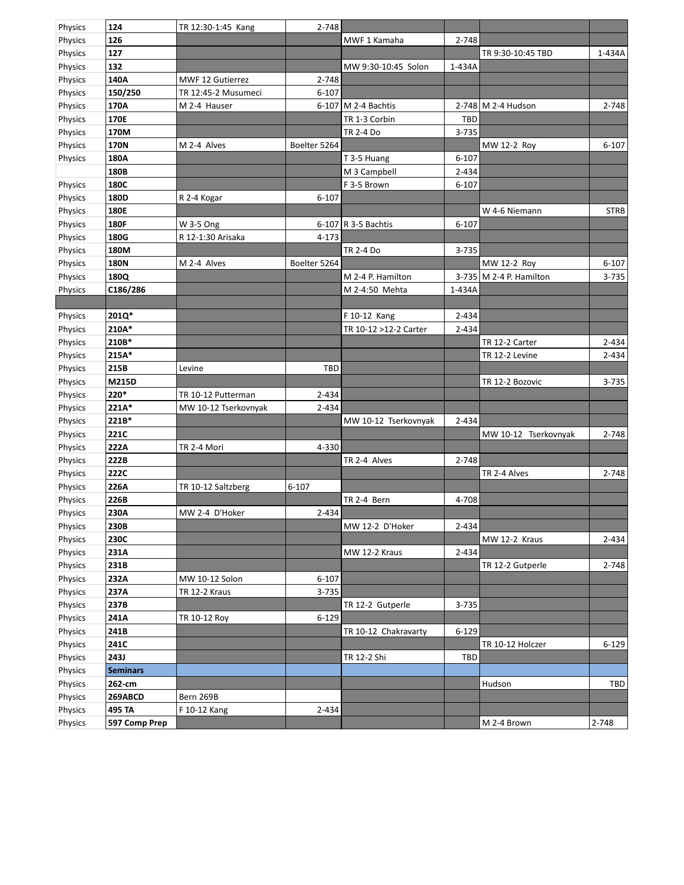| | | | | | | | |
|---|---|---|---|---|---|---|---|
| Physics | **124** | TR 12:30-1:45 Kang | 2-748 | | | | |
| Physics | **126** | | | MWF 1 Kamaha | 2-748 | | |
| Physics | **127** | | | | | TR 9:30-10:45 TBD | 1-434A |
| Physics | **132** | | | MW 9:30-10:45 Solon | 1-434A | | |
| Physics | **140A** | MWF 12 Gutierrez | 2-748 | | | | |
| Physics | **150/250** | TR 12:45-2 Musumeci | 6-107 | | | | |
| Physics | **170A** | M 2-4 Hauser | 6-107 | M 2-4 Bachtis | 2-748 | M 2-4 Hudson | 2-748 |
| Physics | **170E** | | | TR 1-3 Corbin | TBD | | |
| Physics | **170M** | | | TR 2-4 Do | 3-735 | | |
| Physics | **170N** | M 2-4 Alves | Boelter 5264 | | | MW 12-2 Roy | 6-107 |
| Physics | **180A** | | | T 3-5 Huang | 6-107 | | |
| | **180B** | | | M 3 Campbell | 2-434 | | |
| Physics | **180C** | | | F 3-5 Brown | 6-107 | | |
| Physics | **180D** | R 2-4 Kogar | 6-107 | | | | |
| Physics | **180E** | | | | | W 4-6 Niemann | STRB |
| Physics | **180F** | W 3-5 Ong | 6-107 | R 3-5 Bachtis | 6-107 | | |
| Physics | **180G** | R 12-1:30 Arisaka | 4-173 | | | | |
| Physics | **180M** | | | TR 2-4 Do | 3-735 | | |
| Physics | **180N** | M 2-4 Alves | Boelter 5264 | | | MW 12-2 Roy | 6-107 |
| Physics | **180Q** | | | M 2-4 P. Hamilton | 3-735 | M 2-4 P. Hamilton | 3-735 |
| Physics | **C186/286** | | | M 2-4:50 Mehta | 1-434A | | |
| | | | | | | | |
| Physics | **201Q*** | | | F 10-12 Kang | 2-434 | | |
| Physics | **210A*** | | | TR 10-12 >12-2 Carter | 2-434 | | |
| Physics | **210B*** | | | | | TR 12-2 Carter | 2-434 |
| Physics | **215A*** | | | | | TR 12-2 Levine | 2-434 |
| Physics | **215B** | Levine | TBD | | | | |
| Physics | **M215D** | | | | | TR 12-2 Bozovic | 3-735 |
| Physics | **220*** | TR 10-12 Putterman | 2-434 | | | | |
| Physics | **221A*** | MW 10-12 Tserkovnyak | 2-434 | | | | |
| Physics | **221B*** | | | MW 10-12 Tserkovnyak | 2-434 | | |
| Physics | **221C** | | | | | MW 10-12 Tserkovnyak | 2-748 |
| Physics | **222A** | TR 2-4 Mori | 4-330 | | | | |
| Physics | **222B** | | | TR 2-4 Alves | 2-748 | | |
| Physics | **222C** | | | | | TR 2-4 Alves | 2-748 |
| Physics | **226A** | TR 10-12 Saltzberg | 6-107 | | | | |
| Physics | **226B** | | | TR 2-4 Bern | 4-708 | | |
| Physics | **230A** | MW 2-4 D'Hoker | 2-434 | | | | |
| Physics | **230B** | | | MW 12-2 D'Hoker | 2-434 | | |
| Physics | **230C** | | | | | MW 12-2 Kraus | 2-434 |
| Physics | **231A** | | | MW 12-2 Kraus | 2-434 | | |
| Physics | **231B** | | | | | TR 12-2 Gutperle | 2-748 |
| Physics | **232A** | MW 10-12 Solon | 6-107 | | | | |
| Physics | **237A** | TR 12-2 Kraus | 3-735 | | | | |
| Physics | **237B** | | | TR 12-2 Gutperle | 3-735 | | |
| Physics | **241A** | TR 10-12 Roy | 6-129 | | | | |
| Physics | **241B** | | | TR 10-12 Chakravarty | 6-129 | | |
| Physics | **241C** | | | | | TR 10-12 Holczer | 6-129 |
| Physics | **243J** | | | TR 12-2 Shi | TBD | | |
| Physics | **Seminars** | | | | | | |
| Physics | **262-cm** | | | | | Hudson | TBD |
| Physics | **269ABCD** | Bern 269B | | | | | |
| Physics | **495 TA** | F 10-12 Kang | 2-434 | | | | |
| Physics | **597 Comp Prep** | | | | | M 2-4 Brown | 2-748 |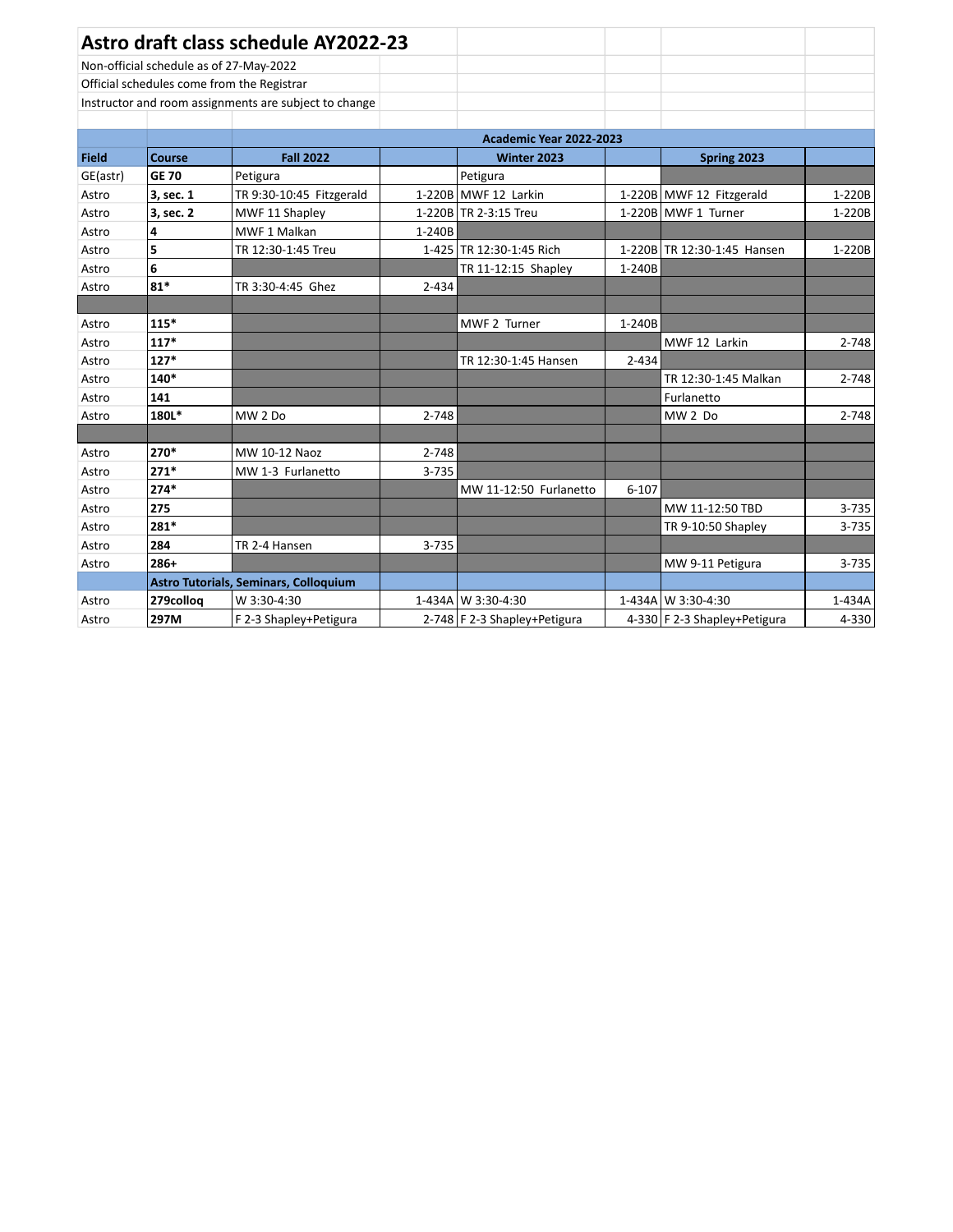# Astro draft class schedule AY2022-23

Non-official schedule as of 27-May-2022

Official schedules come from the Registrar

Instructor and room assignments are subject to change

| | | Academic Year 2022-2023 | | | | | |
|---|---|---|---|---|---|---|---|
| **Field** | **Course** | **Fall 2022** | | **Winter 2023** | | **Spring 2023** | |
| GE(astr) | **GE 70** | Petigura | | Petigura | | | |
| Astro | **3, sec. 1** | TR 9:30-10:45 Fitzgerald | 1-220B | MWF 12 Larkin | 1-220B | MWF 12 Fitzgerald | 1-220B |
| Astro | **3, sec. 2** | MWF 11 Shapley | 1-220B | TR 2-3:15 Treu | 1-220B | MWF 1 Turner | 1-220B |
| Astro | **4** | MWF 1 Malkan | 1-240B | | | | |
| Astro | **5** | TR 12:30-1:45 Treu | 1-425 | TR 12:30-1:45 Rich | 1-220B | TR 12:30-1:45 Hansen | 1-220B |
| Astro | **6** | | | TR 11-12:15 Shapley | 1-240B | | |
| Astro | **81*** | TR 3:30-4:45 Ghez | 2-434 | | | | |
| | | | | | | | |
| Astro | **115*** | | | MWF 2 Turner | 1-240B | | |
| Astro | **117*** | | | | | MWF 12 Larkin | 2-748 |
| Astro | **127*** | | | TR 12:30-1:45 Hansen | 2-434 | | |
| Astro | **140*** | | | | | TR 12:30-1:45 Malkan | 2-748 |
| Astro | **141** | | | | | Furlanetto | |
| Astro | **180L*** | MW 2 Do | 2-748 | | | MW 2 Do | 2-748 |
| | | | | | | | |
| Astro | **270*** | MW 10-12 Naoz | 2-748 | | | | |
| Astro | **271*** | MW 1-3 Furlanetto | 3-735 | | | | |
| Astro | **274*** | | | MW 11-12:50 Furlanetto | 6-107 | | |
| Astro | **275** | | | | | MW 11-12:50 TBD | 3-735 |
| Astro | **281*** | | | | | TR 9-10:50 Shapley | 3-735 |
| Astro | **284** | TR 2-4 Hansen | 3-735 | | | | |
| Astro | **286+** | | | | | MW 9-11 Petigura | 3-735 |
| | **Astro Tutorials, Seminars, Colloquium** | | | | | | |
| Astro | **279colloq** | W 3:30-4:30 | 1-434A | W 3:30-4:30 | 1-434A | W 3:30-4:30 | 1-434A |
| Astro | **297M** | F 2-3 Shapley+Petigura | 2-748 | F 2-3 Shapley+Petigura | 4-330 | F 2-3 Shapley+Petigura | 4-330 |